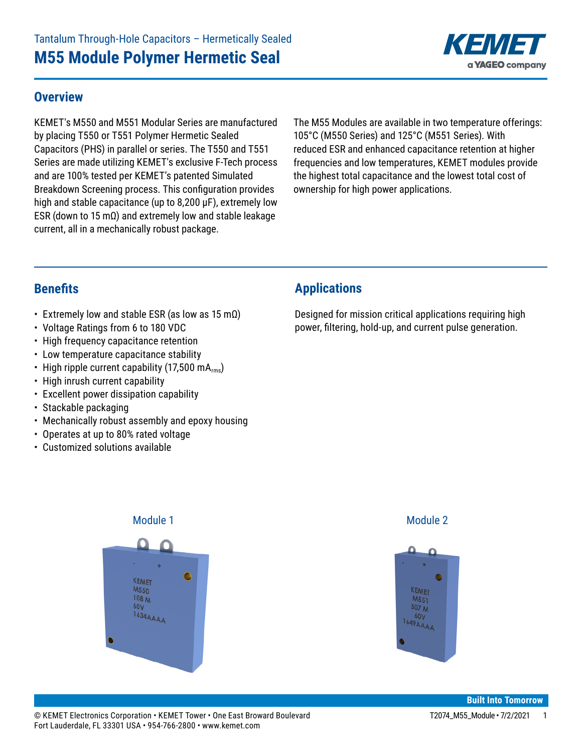Tantalum Through-Hole Capacitors – Hermetically Sealed

# M55 Module Polymer Hermetic Seal

## Overview

KEMET's M550 and M551 Modular Series are manufactured by placing T550 or T551 Polymer Hermetic Sealed Capacitors (PHS) in parallel or series. The T550 and T551 Series are made utilizing KEMET's exclusive F-Tech process and are 100% tested per KEMET's patented Simulated Breakdown Screening process. This configuration provides high and stable capacitance (up to 8,200 µF), extremely low ESR (down to 15 mΩ) and extremely low and stable leakage current, all in a mechanically robust package.

The M55 Modules are available in two temperature offerings: 105°C (M550 Series) and 125°C (M551 Series). With reduced ESR and enhanced capacitance retention at higher frequencies and low temperatures, KEMET modules provide the highest total capacitance and the lowest total cost of ownership for high power applications.

## Benefits

- Extremely low and stable ESR (as low as 15 mΩ)
- Voltage Ratings from 6 to 180 VDC
- High frequency capacitance retention
- Low temperature capacitance stability
- High ripple current capability (17,500 $mA_{rms}$)
- High inrush current capability
- Excellent power dissipation capability
- Stackable packaging
- Mechanically robust assembly and epoxy housing
- Operates at up to 80% rated voltage
- Customized solutions available

## Applications

Designed for mission critical applications requiring high power, filtering, hold-up, and current pulse generation.

Module 1

Module 2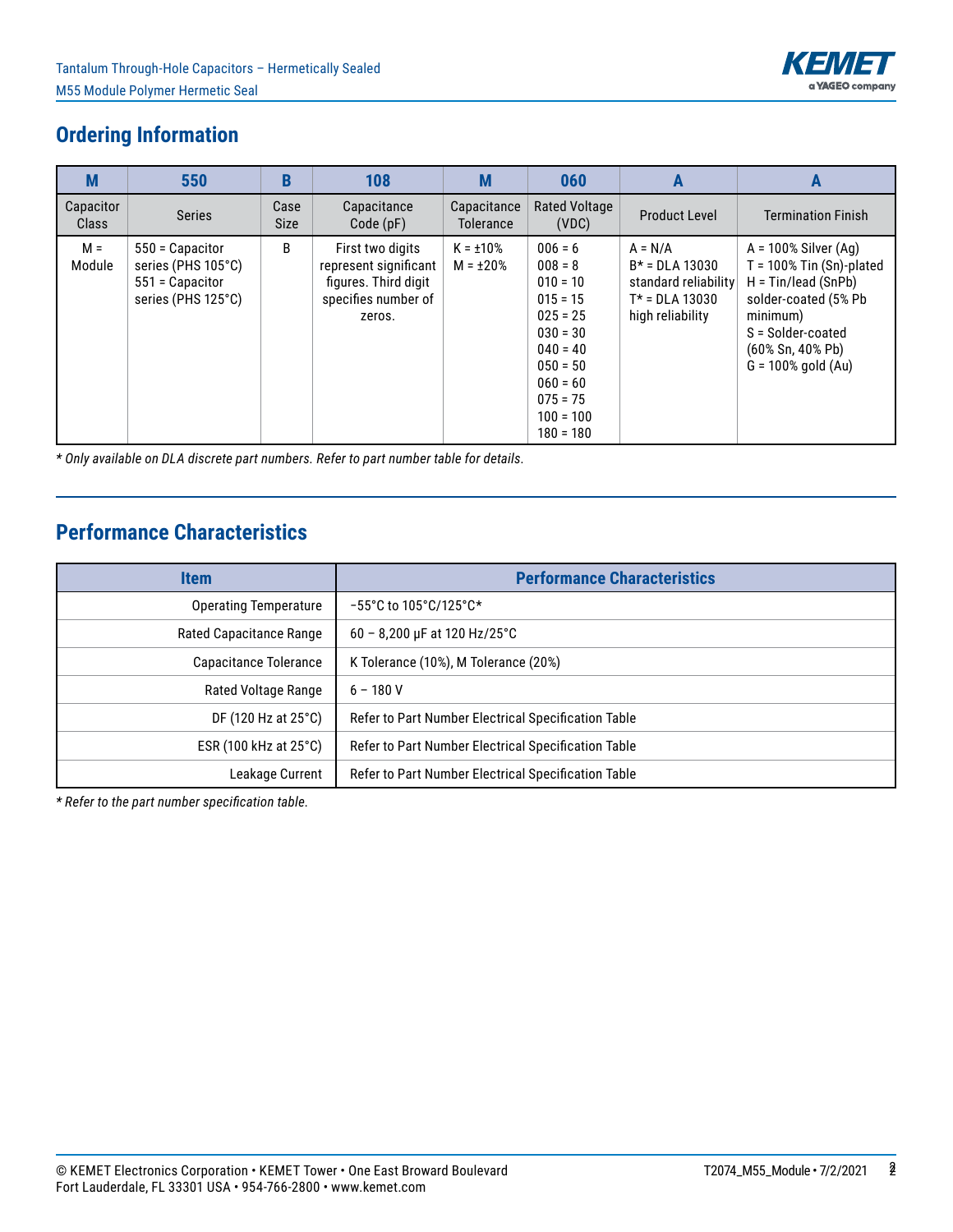## Ordering Information

| M | 550 | B | 108 | M | 060 | A | A |
|---|---|---|---|---|---|---|---|
| Capacitor Class | Series | Case Size | Capacitance Code (pF) | Capacitance Tolerance | Rated Voltage (VDC) | Product Level | Termination Finish |
| M = Module | 550 = Capacitor series (PHS 105°C)<br>551 = Capacitor series (PHS 125°C) | B | First two digits represent significant figures. Third digit specifies number of zeros. | K = ±10%<br>M = ±20% | 006 = 6<br>008 = 8<br>010 = 10<br>015 = 15<br>025 = 25<br>030 = 30<br>040 = 40<br>050 = 50<br>060 = 60<br>075 = 75<br>100 = 100<br>180 = 180 | A = N/A<br>B* = DLA 13030 standard reliability<br>T* = DLA 13030 high reliability | A = 100% Silver (Ag)<br>T = 100% Tin (Sn)-plated<br>H = Tin/lead (SnPb) solder-coated (5% Pb minimum)<br>S = Solder-coated (60% Sn, 40% Pb)<br>G = 100% gold (Au) |

*\* Only available on DLA discrete part numbers. Refer to part number table for details.*

## Performance Characteristics

| Item | Performance Characteristics |
|---|---|
| Operating Temperature | −55°C to 105°C/125°C* |
| Rated Capacitance Range | 60 – 8,200 µF at 120 Hz/25°C |
| Capacitance Tolerance | K Tolerance (10%), M Tolerance (20%) |
| Rated Voltage Range | 6 – 180 V |
| DF (120 Hz at 25°C) | Refer to Part Number Electrical Specification Table |
| ESR (100 kHz at 25°C) | Refer to Part Number Electrical Specification Table |
| Leakage Current | Refer to Part Number Electrical Specification Table |

*\* Refer to the part number specification table.*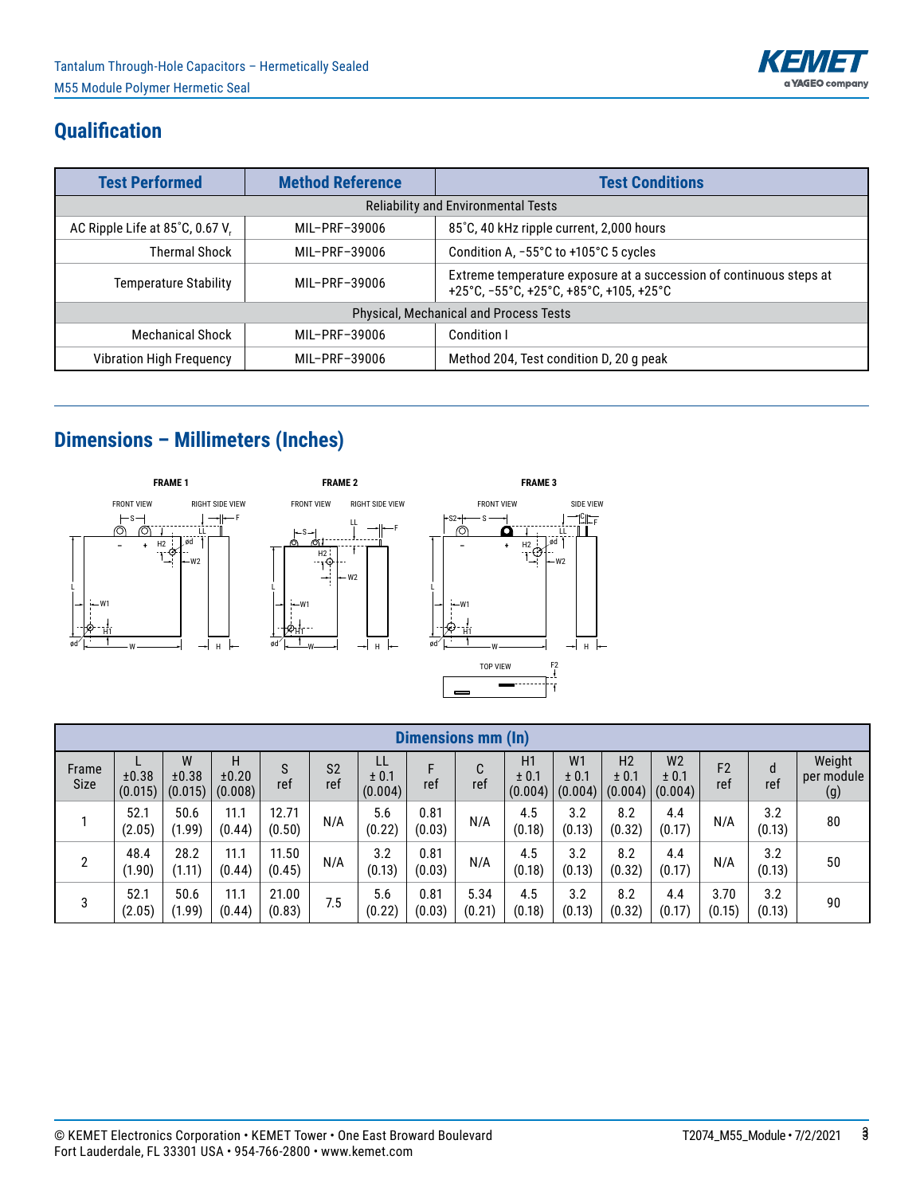## Qualification

| Test Performed | Method Reference | Test Conditions |
|---|---|---|
| Reliability and Environmental Tests | | |
| AC Ripple Life at 85˚C, 0.67 $V_r$ | MIL–PRF–39006 | 85˚C, 40 kHz ripple current, 2,000 hours |
| Thermal Shock | MIL–PRF–39006 | Condition A, -55°C to +105°C 5 cycles |
| Temperature Stability | MIL–PRF–39006 | Extreme temperature exposure at a succession of continuous steps at +25°C, -55°C, +25°C, +85°C, +105, +25°C |
| Physical, Mechanical and Process Tests | | |
| Mechanical Shock | MIL–PRF–39006 | Condition I |
| Vibration High Frequency | MIL–PRF–39006 | Method 204, Test condition D, 20 g peak |

## Dimensions – Millimeters (Inches)

FRAME 1 — FRONT VIEW, RIGHT SIDE VIEW

FRAME 2 — FRONT VIEW, RIGHT SIDE VIEW

FRAME 3 — FRONT VIEW, SIDE VIEW, TOP VIEW

| Dimensions mm (In) | | | | | | | | | | | | | | | |
|---|---|---|---|---|---|---|---|---|---|---|---|---|---|---|---|
| Frame Size | L ±0.38 (0.015) | W ±0.38 (0.015) | H ±0.20 (0.008) | S ref | S2 ref | LL ± 0.1 (0.004) | F ref | C ref | H1 ± 0.1 (0.004) | W1 ± 0.1 (0.004) | H2 ± 0.1 (0.004) | W2 ± 0.1 (0.004) | F2 ref | d ref | Weight per module (g) |
| 1 | 52.1 (2.05) | 50.6 (1.99) | 11.1 (0.44) | 12.71 (0.50) | N/A | 5.6 (0.22) | 0.81 (0.03) | N/A | 4.5 (0.18) | 3.2 (0.13) | 8.2 (0.32) | 4.4 (0.17) | N/A | 3.2 (0.13) | 80 |
| 2 | 48.4 (1.90) | 28.2 (1.11) | 11.1 (0.44) | 11.50 (0.45) | N/A | 3.2 (0.13) | 0.81 (0.03) | N/A | 4.5 (0.18) | 3.2 (0.13) | 8.2 (0.32) | 4.4 (0.17) | N/A | 3.2 (0.13) | 50 |
| 3 | 52.1 (2.05) | 50.6 (1.99) | 11.1 (0.44) | 21.00 (0.83) | 7.5 | 5.6 (0.22) | 0.81 (0.03) | 5.34 (0.21) | 4.5 (0.18) | 3.2 (0.13) | 8.2 (0.32) | 4.4 (0.17) | 3.70 (0.15) | 3.2 (0.13) | 90 |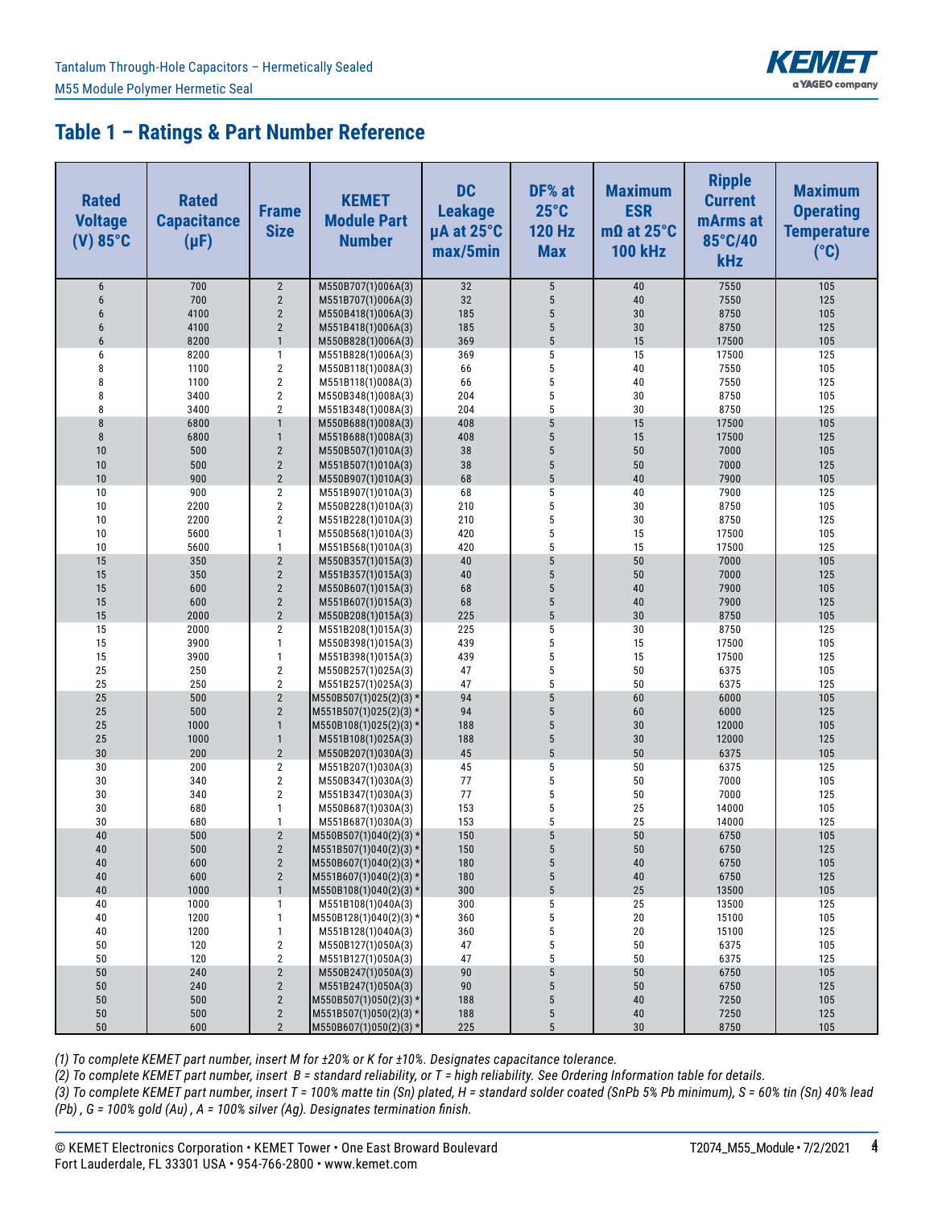## Table 1 – Ratings & Part Number Reference

| Rated Voltage (V) 85°C | Rated Capacitance (µF) | Frame Size | KEMET Module Part Number | DC Leakage µA at 25°C max/5min | DF% at 25°C 120 Hz Max | Maximum ESR mΩ at 25°C 100 kHz | Ripple Current mArms at 85°C/40 kHz | Maximum Operating Temperature (°C) |
|---|---|---|---|---|---|---|---|---|
| 6 | 700 | 2 | M550B707(1)006A(3) | 32 | 5 | 40 | 7550 | 105 |
| 6 | 700 | 2 | M551B707(1)006A(3) | 32 | 5 | 40 | 7550 | 125 |
| 6 | 4100 | 2 | M550B418(1)006A(3) | 185 | 5 | 30 | 8750 | 105 |
| 6 | 4100 | 2 | M551B418(1)006A(3) | 185 | 5 | 30 | 8750 | 125 |
| 6 | 8200 | 1 | M550B828(1)006A(3) | 369 | 5 | 15 | 17500 | 105 |
| 6 | 8200 | 1 | M551B828(1)006A(3) | 369 | 5 | 15 | 17500 | 125 |
| 8 | 1100 | 2 | M550B118(1)008A(3) | 66 | 5 | 40 | 7550 | 105 |
| 8 | 1100 | 2 | M551B118(1)008A(3) | 66 | 5 | 40 | 7550 | 125 |
| 8 | 3400 | 2 | M550B348(1)008A(3) | 204 | 5 | 30 | 8750 | 105 |
| 8 | 3400 | 2 | M551B348(1)008A(3) | 204 | 5 | 30 | 8750 | 125 |
| 8 | 6800 | 1 | M550B688(1)008A(3) | 408 | 5 | 15 | 17500 | 105 |
| 8 | 6800 | 1 | M551B688(1)008A(3) | 408 | 5 | 15 | 17500 | 125 |
| 10 | 500 | 2 | M550B507(1)010A(3) | 38 | 5 | 50 | 7000 | 105 |
| 10 | 500 | 2 | M551B507(1)010A(3) | 38 | 5 | 50 | 7000 | 125 |
| 10 | 900 | 2 | M550B907(1)010A(3) | 68 | 5 | 40 | 7900 | 105 |
| 10 | 900 | 2 | M551B907(1)010A(3) | 68 | 5 | 40 | 7900 | 125 |
| 10 | 2200 | 2 | M550B228(1)010A(3) | 210 | 5 | 30 | 8750 | 105 |
| 10 | 2200 | 2 | M551B228(1)010A(3) | 210 | 5 | 30 | 8750 | 125 |
| 10 | 5600 | 1 | M550B568(1)010A(3) | 420 | 5 | 15 | 17500 | 105 |
| 10 | 5600 | 1 | M551B568(1)010A(3) | 420 | 5 | 15 | 17500 | 125 |
| 15 | 350 | 2 | M550B357(1)015A(3) | 40 | 5 | 50 | 7000 | 105 |
| 15 | 350 | 2 | M551B357(1)015A(3) | 40 | 5 | 50 | 7000 | 125 |
| 15 | 600 | 2 | M550B607(1)015A(3) | 68 | 5 | 40 | 7900 | 105 |
| 15 | 600 | 2 | M551B607(1)015A(3) | 68 | 5 | 40 | 7900 | 125 |
| 15 | 2000 | 2 | M550B208(1)015A(3) | 225 | 5 | 30 | 8750 | 105 |
| 15 | 2000 | 2 | M551B208(1)015A(3) | 225 | 5 | 30 | 8750 | 125 |
| 15 | 3900 | 1 | M550B398(1)015A(3) | 439 | 5 | 15 | 17500 | 105 |
| 15 | 3900 | 1 | M551B398(1)015A(3) | 439 | 5 | 15 | 17500 | 125 |
| 25 | 250 | 2 | M550B257(1)025A(3) | 47 | 5 | 50 | 6375 | 105 |
| 25 | 250 | 2 | M551B257(1)025A(3) | 47 | 5 | 50 | 6375 | 125 |
| 25 | 500 | 2 | M550B507(1)025(2)(3) * | 94 | 5 | 60 | 6000 | 105 |
| 25 | 500 | 2 | M551B507(1)025(2)(3) * | 94 | 5 | 60 | 6000 | 125 |
| 25 | 1000 | 1 | M550B108(1)025(2)(3) * | 188 | 5 | 30 | 12000 | 105 |
| 25 | 1000 | 1 | M551B108(1)025A(3) | 188 | 5 | 30 | 12000 | 125 |
| 30 | 200 | 2 | M550B207(1)030A(3) | 45 | 5 | 50 | 6375 | 105 |
| 30 | 200 | 2 | M551B207(1)030A(3) | 45 | 5 | 50 | 6375 | 125 |
| 30 | 340 | 2 | M550B347(1)030A(3) | 77 | 5 | 50 | 7000 | 105 |
| 30 | 340 | 2 | M551B347(1)030A(3) | 77 | 5 | 50 | 7000 | 125 |
| 30 | 680 | 1 | M550B687(1)030A(3) | 153 | 5 | 25 | 14000 | 105 |
| 30 | 680 | 1 | M551B687(1)030A(3) | 153 | 5 | 25 | 14000 | 125 |
| 40 | 500 | 2 | M550B507(1)040(2)(3) * | 150 | 5 | 50 | 6750 | 105 |
| 40 | 500 | 2 | M551B507(1)040(2)(3) * | 150 | 5 | 50 | 6750 | 125 |
| 40 | 600 | 2 | M550B607(1)040(2)(3) * | 180 | 5 | 40 | 6750 | 105 |
| 40 | 600 | 2 | M551B607(1)040(2)(3) * | 180 | 5 | 40 | 6750 | 125 |
| 40 | 1000 | 1 | M550B108(1)040(2)(3) * | 300 | 5 | 25 | 13500 | 105 |
| 40 | 1000 | 1 | M551B108(1)040A(3) | 300 | 5 | 25 | 13500 | 125 |
| 40 | 1200 | 1 | M550B128(1)040(2)(3) * | 360 | 5 | 20 | 15100 | 105 |
| 40 | 1200 | 1 | M551B128(1)040A(3) | 360 | 5 | 20 | 15100 | 125 |
| 50 | 120 | 2 | M550B127(1)050A(3) | 47 | 5 | 50 | 6375 | 105 |
| 50 | 120 | 2 | M551B127(1)050A(3) | 47 | 5 | 50 | 6375 | 125 |
| 50 | 240 | 2 | M550B247(1)050A(3) | 90 | 5 | 50 | 6750 | 105 |
| 50 | 240 | 2 | M551B247(1)050A(3) | 90 | 5 | 50 | 6750 | 125 |
| 50 | 500 | 2 | M550B507(1)050(2)(3) * | 188 | 5 | 40 | 7250 | 105 |
| 50 | 500 | 2 | M551B507(1)050(2)(3) * | 188 | 5 | 40 | 7250 | 125 |
| 50 | 600 | 2 | M550B607(1)050(2)(3) * | 225 | 5 | 30 | 8750 | 105 |

*(1) To complete KEMET part number, insert M for ±20% or K for ±10%. Designates capacitance tolerance.*
*(2) To complete KEMET part number, insert B = standard reliability, or T = high reliability. See Ordering Information table for details.*
*(3) To complete KEMET part number, insert T = 100% matte tin (Sn) plated, H = standard solder coated (SnPb 5% Pb minimum), S = 60% tin (Sn) 40% lead (Pb) , G = 100% gold (Au) , A = 100% silver (Ag). Designates termination finish.*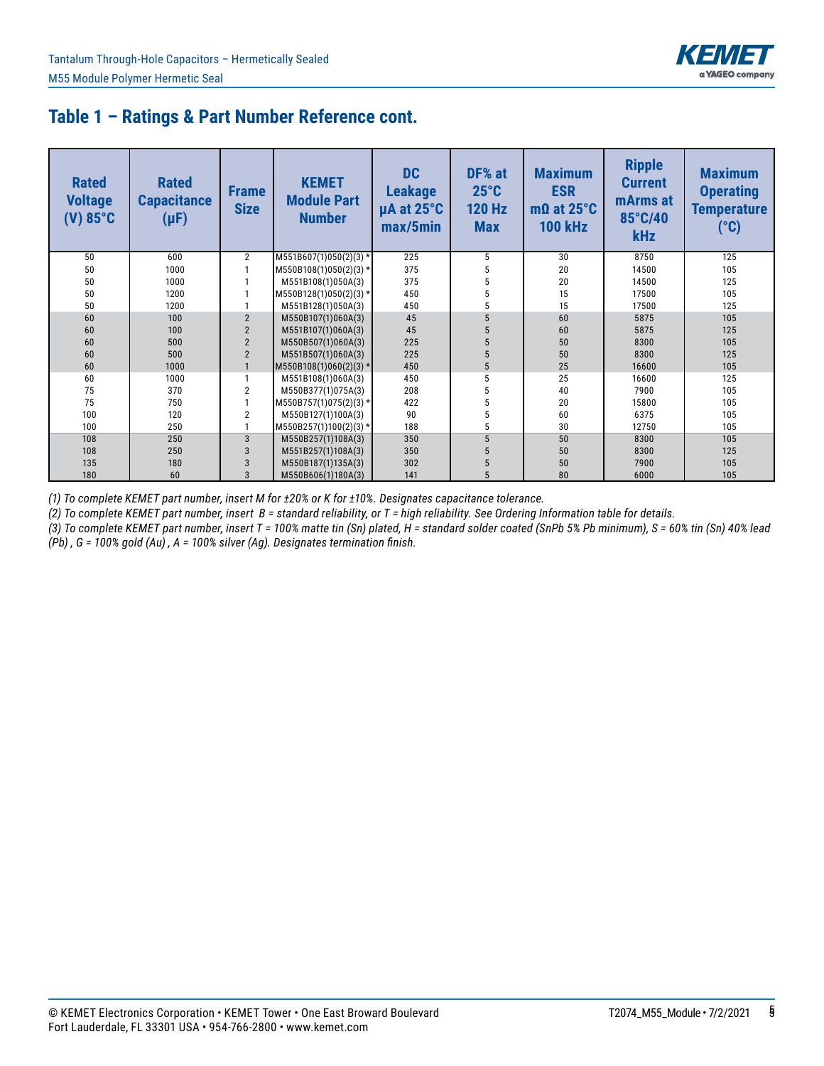## Table 1 – Ratings & Part Number Reference cont.

| Rated Voltage (V) 85°C | Rated Capacitance (µF) | Frame Size | KEMET Module Part Number | DC Leakage µA at 25°C max/5min | DF% at 25°C 120 Hz Max | Maximum ESR mΩ at 25°C 100 kHz | Ripple Current mArms at 85°C/40 kHz | Maximum Operating Temperature (°C) |
|---|---|---|---|---|---|---|---|---|
| 50 | 600 | 2 | M551B607(1)050(2)(3) * | 225 | 5 | 30 | 8750 | 125 |
| 50 | 1000 | 1 | M550B108(1)050(2)(3) * | 375 | 5 | 20 | 14500 | 105 |
| 50 | 1000 | 1 | M551B108(1)050A(3) | 375 | 5 | 20 | 14500 | 125 |
| 50 | 1200 | 1 | M550B128(1)050(2)(3) * | 450 | 5 | 15 | 17500 | 105 |
| 50 | 1200 | 1 | M551B128(1)050A(3) | 450 | 5 | 15 | 17500 | 125 |
| 60 | 100 | 2 | M550B107(1)060A(3) | 45 | 5 | 60 | 5875 | 105 |
| 60 | 100 | 2 | M551B107(1)060A(3) | 45 | 5 | 60 | 5875 | 125 |
| 60 | 500 | 2 | M550B507(1)060A(3) | 225 | 5 | 50 | 8300 | 105 |
| 60 | 500 | 2 | M551B507(1)060A(3) | 225 | 5 | 50 | 8300 | 125 |
| 60 | 1000 | 1 | M550B108(1)060(2)(3) * | 450 | 5 | 25 | 16600 | 105 |
| 60 | 1000 | 1 | M551B108(1)060A(3) | 450 | 5 | 25 | 16600 | 125 |
| 75 | 370 | 2 | M550B377(1)075A(3) | 208 | 5 | 40 | 7900 | 105 |
| 75 | 750 | 1 | M550B757(1)075(2)(3) * | 422 | 5 | 20 | 15800 | 105 |
| 100 | 120 | 2 | M550B127(1)100A(3) | 90 | 5 | 60 | 6375 | 105 |
| 100 | 250 | 1 | M550B257(1)100(2)(3) * | 188 | 5 | 30 | 12750 | 105 |
| 108 | 250 | 3 | M550B257(1)108A(3) | 350 | 5 | 50 | 8300 | 105 |
| 108 | 250 | 3 | M551B257(1)108A(3) | 350 | 5 | 50 | 8300 | 125 |
| 135 | 180 | 3 | M550B187(1)135A(3) | 302 | 5 | 50 | 7900 | 105 |
| 180 | 60 | 3 | M550B606(1)180A(3) | 141 | 5 | 80 | 6000 | 105 |

*(1) To complete KEMET part number, insert M for ±20% or K for ±10%. Designates capacitance tolerance.*

*(2) To complete KEMET part number, insert B = standard reliability, or T = high reliability. See Ordering Information table for details.*

*(3) To complete KEMET part number, insert T = 100% matte tin (Sn) plated, H = standard solder coated (SnPb 5% Pb minimum), S = 60% tin (Sn) 40% lead (Pb) , G = 100% gold (Au) , A = 100% silver (Ag). Designates termination finish.*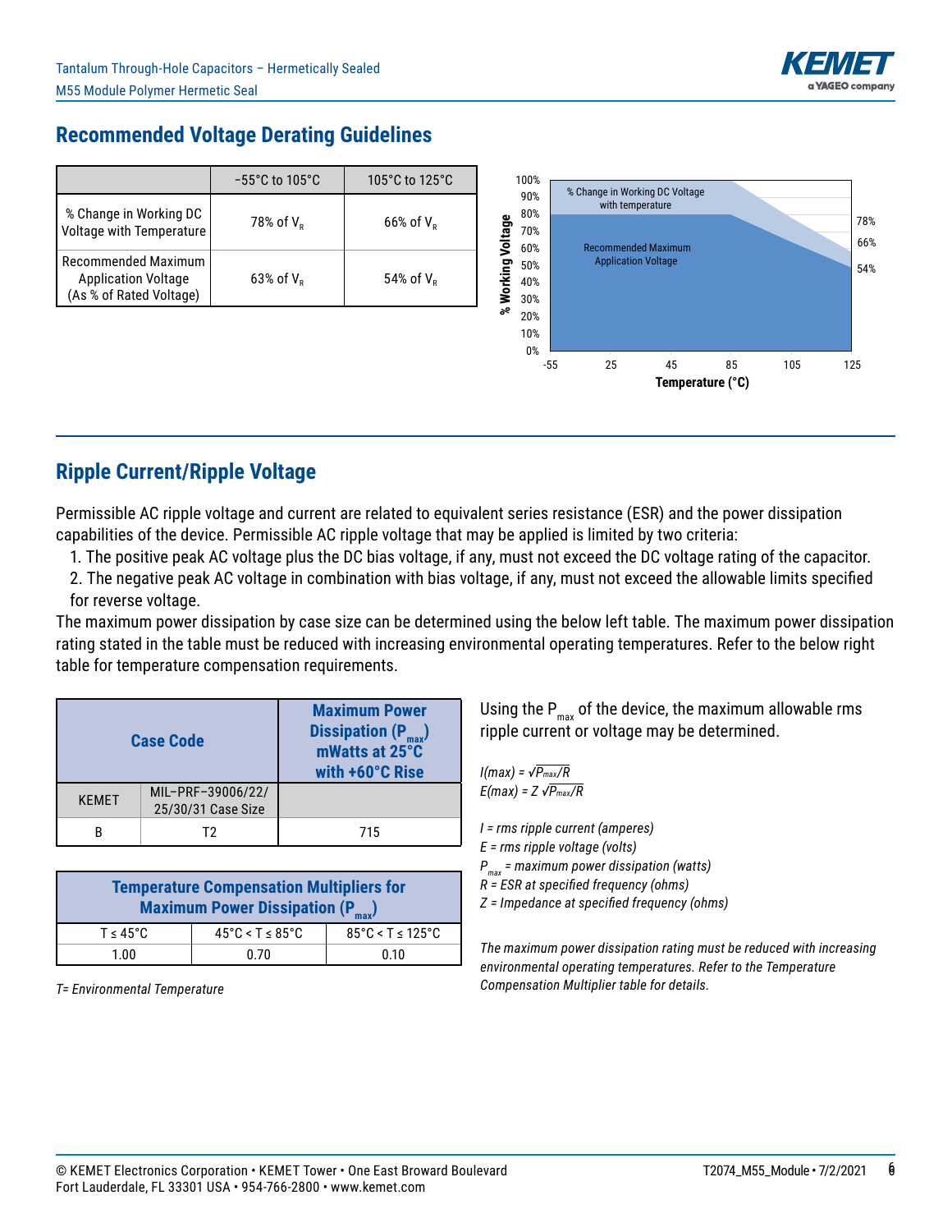## Recommended Voltage Derating Guidelines

| | −55°C to 105°C | 105°C to 125°C |
|---|---|---|
| % Change in Working DC Voltage with Temperature | 78% of $V_R$ | 66% of $V_R$ |
| Recommended Maximum Application Voltage (As % of Rated Voltage) | 63% of $V_R$ | 54% of $V_R$ |

## Ripple Current/Ripple Voltage

Permissible AC ripple voltage and current are related to equivalent series resistance (ESR) and the power dissipation capabilities of the device. Permissible AC ripple voltage that may be applied is limited by two criteria:

1. The positive peak AC voltage plus the DC bias voltage, if any, must not exceed the DC voltage rating of the capacitor.
2. The negative peak AC voltage in combination with bias voltage, if any, must not exceed the allowable limits specified for reverse voltage.

The maximum power dissipation by case size can be determined using the below left table. The maximum power dissipation rating stated in the table must be reduced with increasing environmental operating temperatures. Refer to the below right table for temperature compensation requirements.

| Case Code | | Maximum Power Dissipation ($P_{max}$) mWatts at 25°C with +60°C Rise |
|---|---|---|
| KEMET | MIL-PRF-39006/22/25/30/31 Case Size | |
| B | T2 | 715 |

| Temperature Compensation Multipliers for Maximum Power Dissipation ($P_{max}$) | | |
|---|---|---|
| T ≤ 45°C | 45°C < T ≤ 85°C | 85°C < T ≤ 125°C |
| 1.00 | 0.70 | 0.10 |

*T= Environmental Temperature*

Using the $P_{max}$ of the device, the maximum allowable rms ripple current or voltage may be determined.

$$I(max) = \sqrt{P_{max}/R}$$

$$E(max) = Z\sqrt{P_{max}/R}$$

*I = rms ripple current (amperes)*
*E = rms ripple voltage (volts)*
*$P_{max}$ = maximum power dissipation (watts)*
*R = ESR at specified frequency (ohms)*
*Z = Impedance at specified frequency (ohms)*

*The maximum power dissipation rating must be reduced with increasing environmental operating temperatures. Refer to the Temperature Compensation Multiplier table for details.*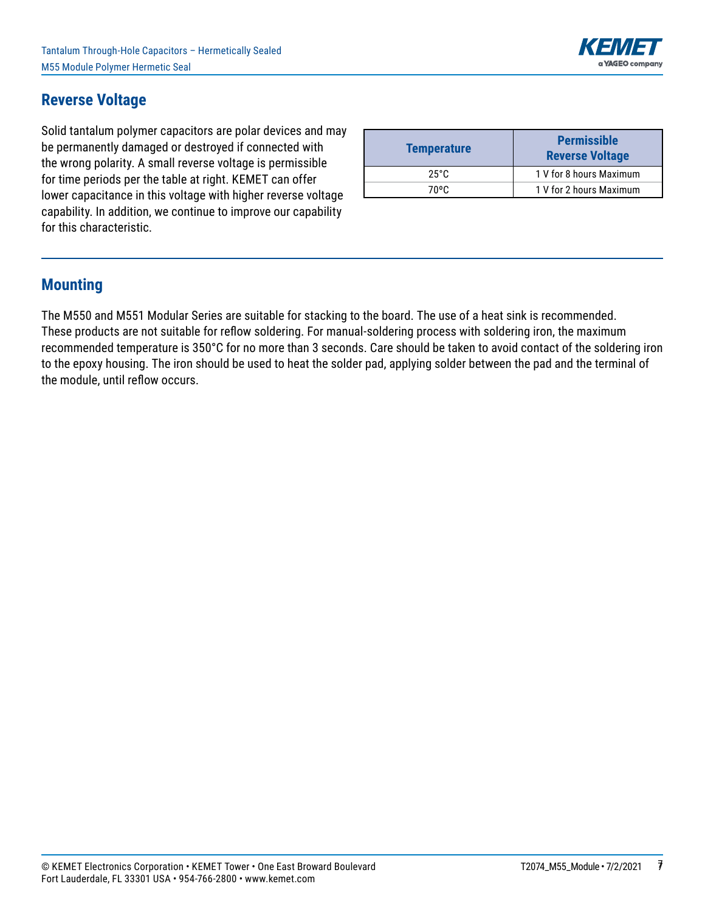## Reverse Voltage

Solid tantalum polymer capacitors are polar devices and may be permanently damaged or destroyed if connected with the wrong polarity. A small reverse voltage is permissible for time periods per the table at right. KEMET can offer lower capacitance in this voltage with higher reverse voltage capability. In addition, we continue to improve our capability for this characteristic.

| Temperature | Permissible Reverse Voltage |
|---|---|
| 25°C | 1 V for 8 hours Maximum |
| 70°C | 1 V for 2 hours Maximum |

## Mounting

The M550 and M551 Modular Series are suitable for stacking to the board. The use of a heat sink is recommended. These products are not suitable for reflow soldering. For manual-soldering process with soldering iron, the maximum recommended temperature is 350°C for no more than 3 seconds. Care should be taken to avoid contact of the soldering iron to the epoxy housing. The iron should be used to heat the solder pad, applying solder between the pad and the terminal of the module, until reflow occurs.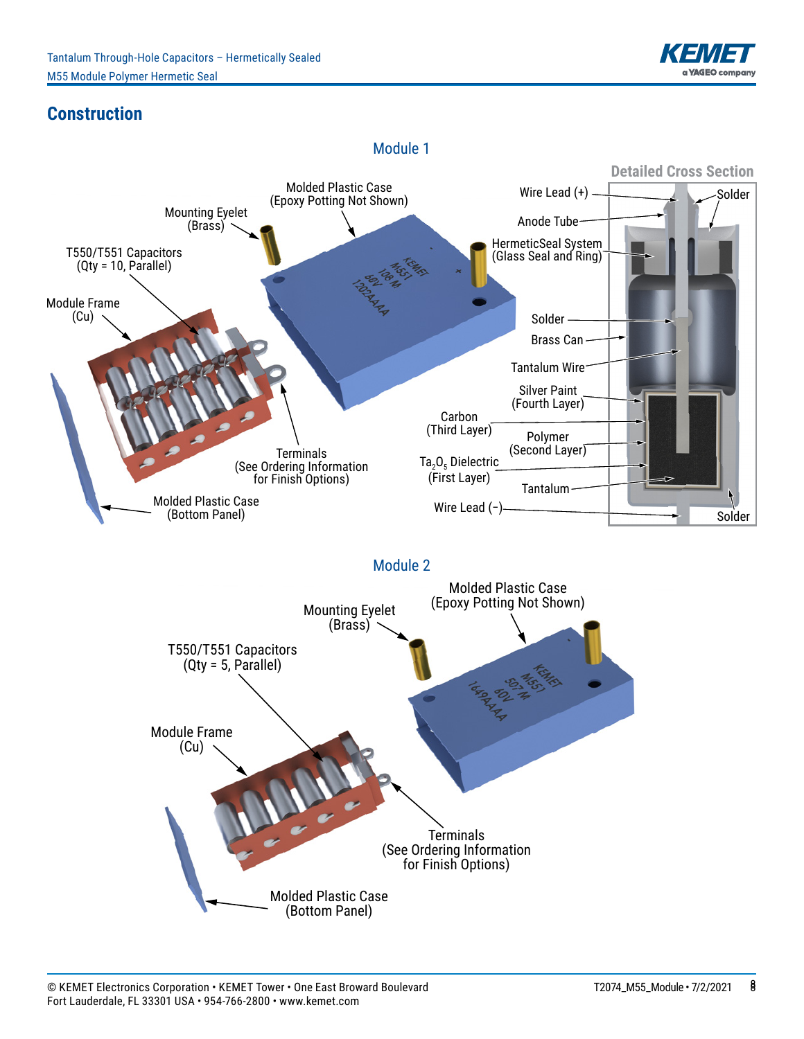## Construction

### Module 1

Molded Plastic Case (Epoxy Potting Not Shown)

Mounting Eyelet (Brass)

T550/T551 Capacitors (Qty = 10, Parallel)

Module Frame (Cu)

Terminals (See Ordering Information for Finish Options)

Molded Plastic Case (Bottom Panel)

KEMET M551 108 M 60V 1202AAAA

**Detailed Cross Section**

Wire Lead (+)

Solder

Anode Tube

HermeticSeal System (Glass Seal and Ring)

Solder

Brass Can

Tantalum Wire

Silver Paint (Fourth Layer)

Carbon (Third Layer)

Polymer (Second Layer)

$Ta_2O_5$ Dielectric (First Layer)

Tantalum

Wire Lead (-)

Solder

### Module 2

Molded Plastic Case (Epoxy Potting Not Shown)

Mounting Eyelet (Brass)

T550/T551 Capacitors (Qty = 5, Parallel)

Module Frame (Cu)

Terminals (See Ordering Information for Finish Options)

Molded Plastic Case (Bottom Panel)

KEMET M551 507 M 60V 1649AAAA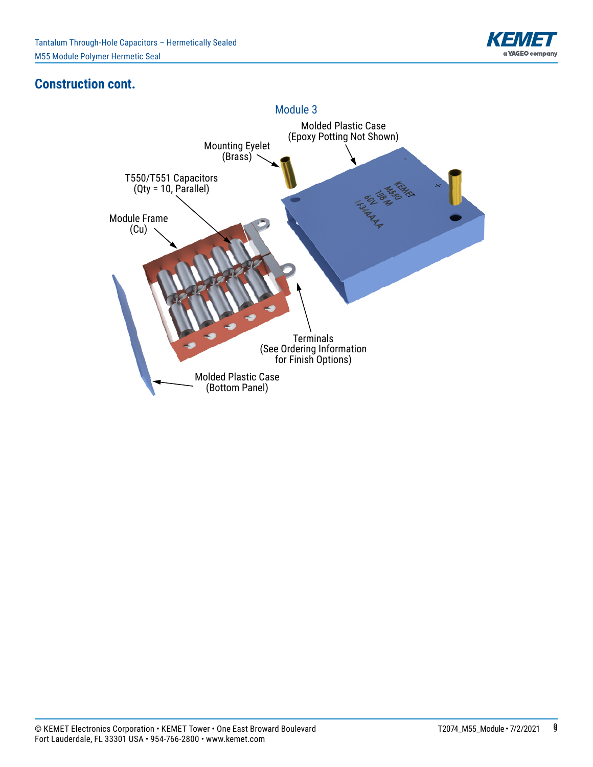## Construction cont.

Module 3

Molded Plastic Case
(Epoxy Potting Not Shown)

Mounting Eyelet
(Brass)

T550/T551 Capacitors
(Qty = 10, Parallel)

Module Frame
(Cu)

Terminals
(See Ordering Information
for Finish Options)

Molded Plastic Case
(Bottom Panel)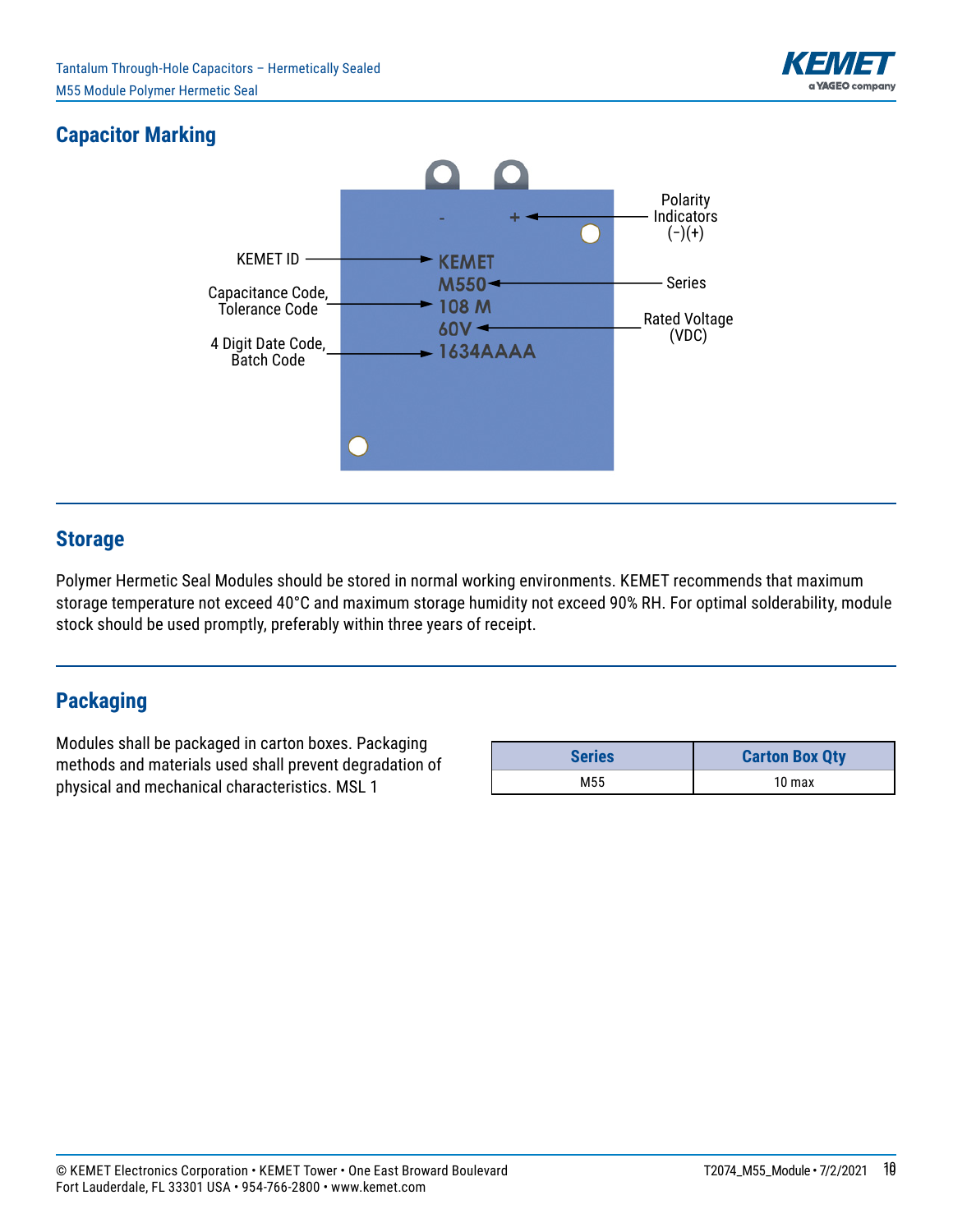## Capacitor Marking

- Polarity Indicators (-)(+)
- KEMET ID: KEMET
- Series: M550
- Capacitance Code, Tolerance Code: 108 M
- Rated Voltage (VDC): 60V
- 4 Digit Date Code, Batch Code: 1634AAAA

## Storage

Polymer Hermetic Seal Modules should be stored in normal working environments. KEMET recommends that maximum storage temperature not exceed 40°C and maximum storage humidity not exceed 90% RH. For optimal solderability, module stock should be used promptly, preferably within three years of receipt.

## Packaging

Modules shall be packaged in carton boxes. Packaging methods and materials used shall prevent degradation of physical and mechanical characteristics. MSL 1

| Series | Carton Box Qty |
|---|---|
| M55 | 10 max |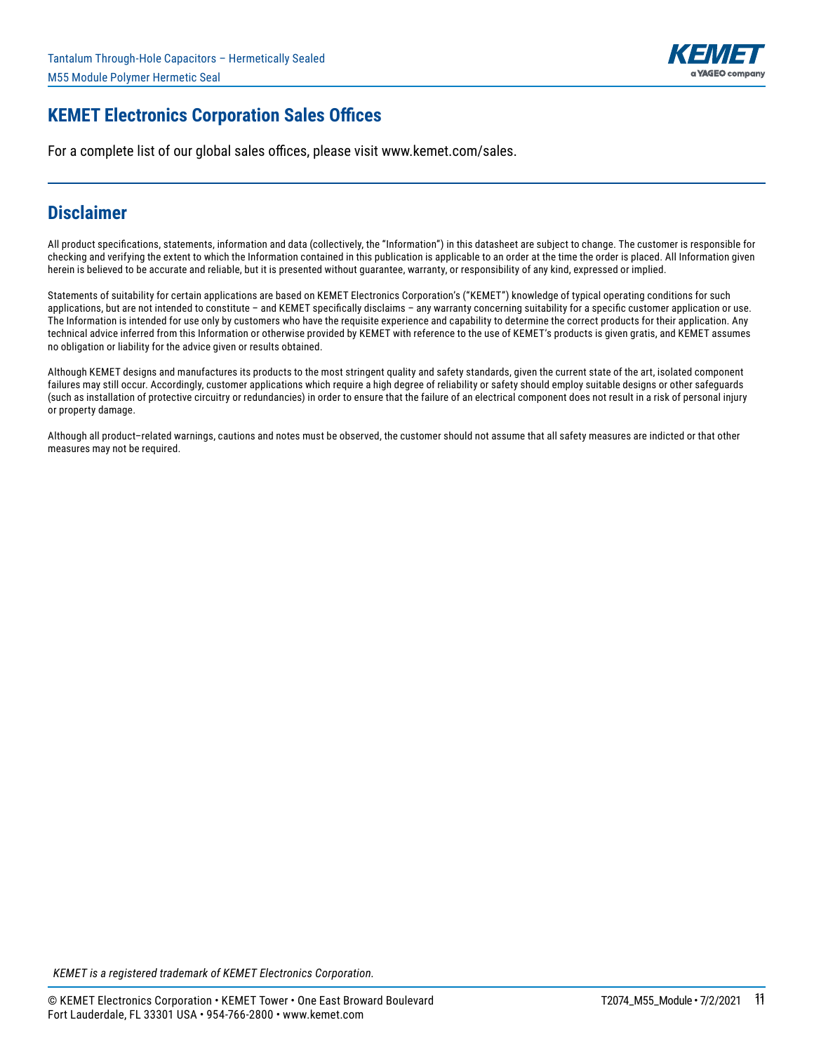## KEMET Electronics Corporation Sales Offices

For a complete list of our global sales offices, please visit www.kemet.com/sales.

## Disclaimer

All product specifications, statements, information and data (collectively, the "Information") in this datasheet are subject to change. The customer is responsible for checking and verifying the extent to which the Information contained in this publication is applicable to an order at the time the order is placed. All Information given herein is believed to be accurate and reliable, but it is presented without guarantee, warranty, or responsibility of any kind, expressed or implied.

Statements of suitability for certain applications are based on KEMET Electronics Corporation's ("KEMET") knowledge of typical operating conditions for such applications, but are not intended to constitute – and KEMET specifically disclaims – any warranty concerning suitability for a specific customer application or use. The Information is intended for use only by customers who have the requisite experience and capability to determine the correct products for their application. Any technical advice inferred from this Information or otherwise provided by KEMET with reference to the use of KEMET's products is given gratis, and KEMET assumes no obligation or liability for the advice given or results obtained.

Although KEMET designs and manufactures its products to the most stringent quality and safety standards, given the current state of the art, isolated component failures may still occur. Accordingly, customer applications which require a high degree of reliability or safety should employ suitable designs or other safeguards (such as installation of protective circuitry or redundancies) in order to ensure that the failure of an electrical component does not result in a risk of personal injury or property damage.

Although all product–related warnings, cautions and notes must be observed, the customer should not assume that all safety measures are indicted or that other measures may not be required.

*KEMET is a registered trademark of KEMET Electronics Corporation.*